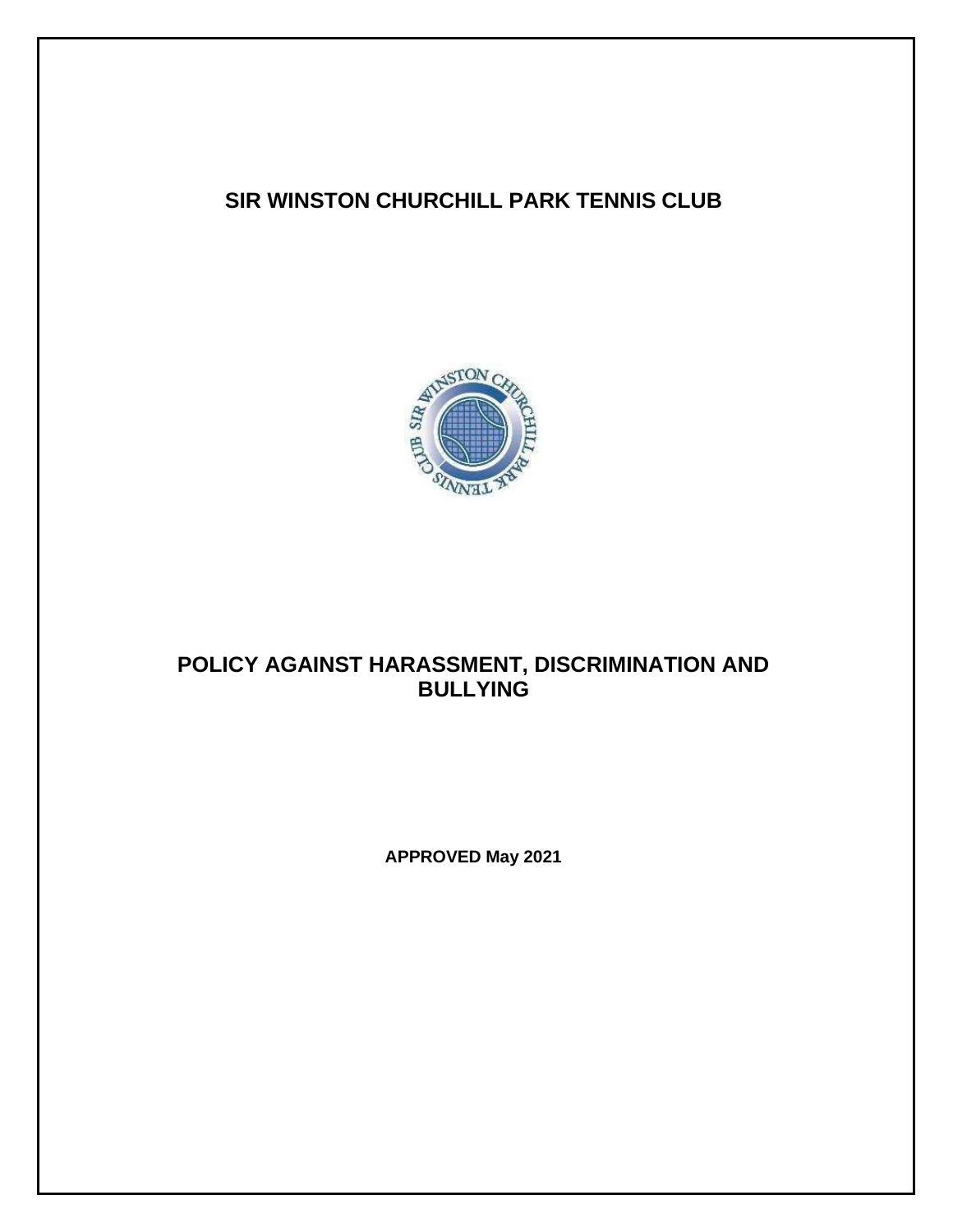# SIR WINSTON CHURCHILL PARK TENNIS CLUB

# POLICY AGAINST HARASSMENT, DISCRIMINATION AND BULLYING

**APPROVED May 2021**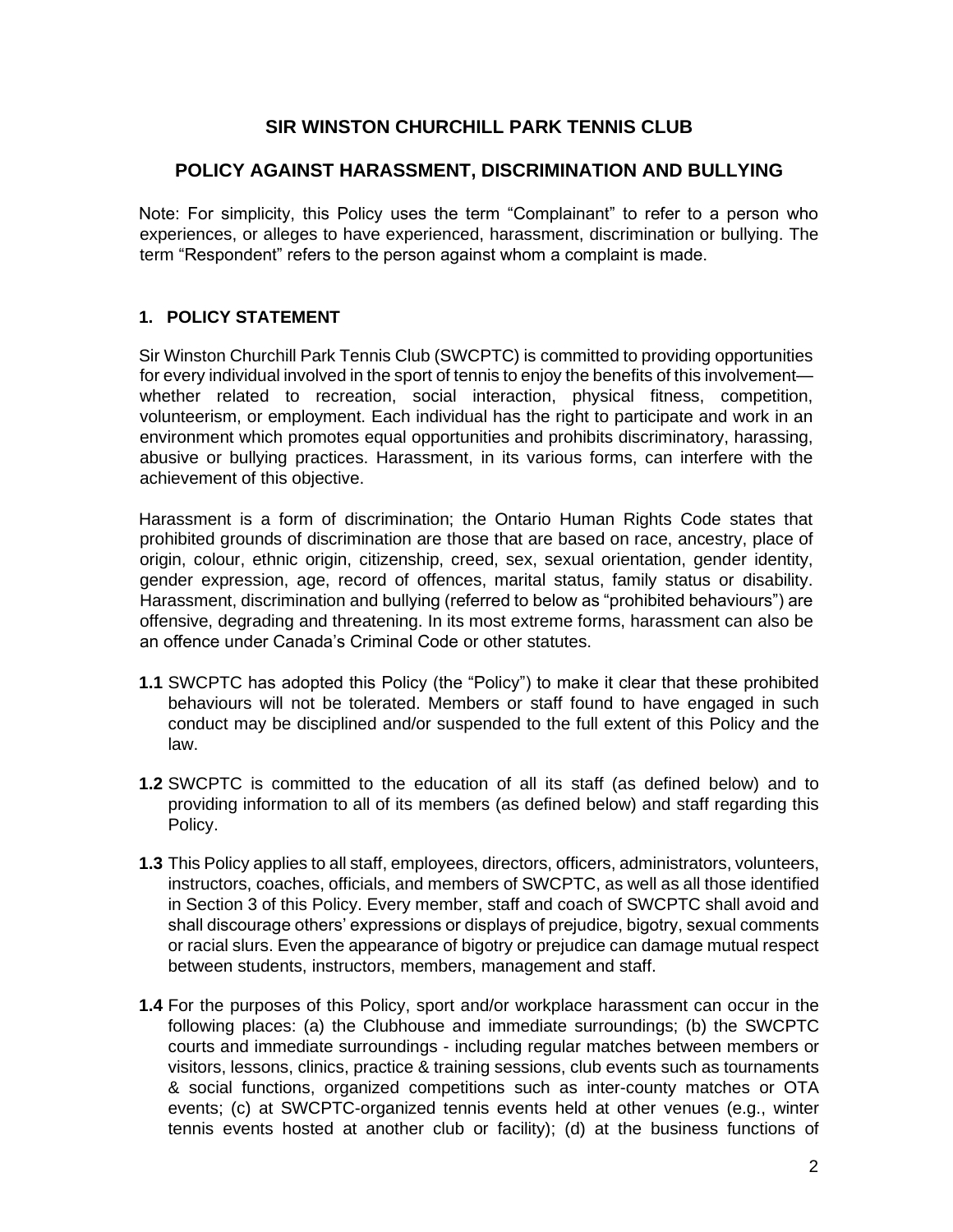# SIR WINSTON CHURCHILL PARK TENNIS CLUB

## POLICY AGAINST HARASSMENT, DISCRIMINATION AND BULLYING

Note: For simplicity, this Policy uses the term "Complainant" to refer to a person who experiences, or alleges to have experienced, harassment, discrimination or bullying. The term "Respondent" refers to the person against whom a complaint is made.

### 1. POLICY STATEMENT

Sir Winston Churchill Park Tennis Club (SWCPTC) is committed to providing opportunities for every individual involved in the sport of tennis to enjoy the benefits of this involvement—whether related to recreation, social interaction, physical fitness, competition, volunteerism, or employment. Each individual has the right to participate and work in an environment which promotes equal opportunities and prohibits discriminatory, harassing, abusive or bullying practices. Harassment, in its various forms, can interfere with the achievement of this objective.

Harassment is a form of discrimination; the Ontario Human Rights Code states that prohibited grounds of discrimination are those that are based on race, ancestry, place of origin, colour, ethnic origin, citizenship, creed, sex, sexual orientation, gender identity, gender expression, age, record of offences, marital status, family status or disability. Harassment, discrimination and bullying (referred to below as "prohibited behaviours") are offensive, degrading and threatening. In its most extreme forms, harassment can also be an offence under Canada's Criminal Code or other statutes.

**1.1** SWCPTC has adopted this Policy (the "Policy") to make it clear that these prohibited behaviours will not be tolerated. Members or staff found to have engaged in such conduct may be disciplined and/or suspended to the full extent of this Policy and the law.

**1.2** SWCPTC is committed to the education of all its staff (as defined below) and to providing information to all of its members (as defined below) and staff regarding this Policy.

**1.3** This Policy applies to all staff, employees, directors, officers, administrators, volunteers, instructors, coaches, officials, and members of SWCPTC, as well as all those identified in Section 3 of this Policy. Every member, staff and coach of SWCPTC shall avoid and shall discourage others' expressions or displays of prejudice, bigotry, sexual comments or racial slurs. Even the appearance of bigotry or prejudice can damage mutual respect between students, instructors, members, management and staff.

**1.4** For the purposes of this Policy, sport and/or workplace harassment can occur in the following places: (a) the Clubhouse and immediate surroundings; (b) the SWCPTC courts and immediate surroundings - including regular matches between members or visitors, lessons, clinics, practice & training sessions, club events such as tournaments & social functions, organized competitions such as inter-county matches or OTA events; (c) at SWCPTC-organized tennis events held at other venues (e.g., winter tennis events hosted at another club or facility); (d) at the business functions of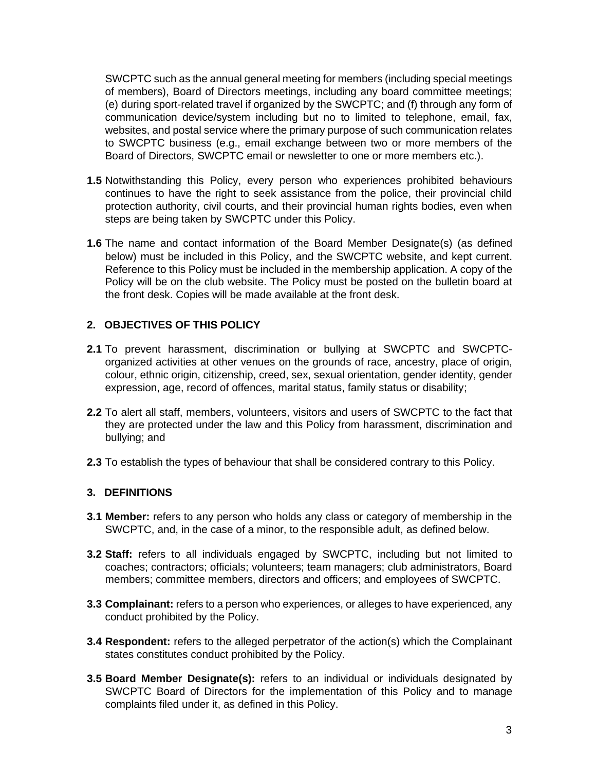SWCPTC such as the annual general meeting for members (including special meetings of members), Board of Directors meetings, including any board committee meetings; (e) during sport-related travel if organized by the SWCPTC; and (f) through any form of communication device/system including but no to limited to telephone, email, fax, websites, and postal service where the primary purpose of such communication relates to SWCPTC business (e.g., email exchange between two or more members of the Board of Directors, SWCPTC email or newsletter to one or more members etc.).

**1.5** Notwithstanding this Policy, every person who experiences prohibited behaviours continues to have the right to seek assistance from the police, their provincial child protection authority, civil courts, and their provincial human rights bodies, even when steps are being taken by SWCPTC under this Policy.

**1.6** The name and contact information of the Board Member Designate(s) (as defined below) must be included in this Policy, and the SWCPTC website, and kept current. Reference to this Policy must be included in the membership application. A copy of the Policy will be on the club website. The Policy must be posted on the bulletin board at the front desk. Copies will be made available at the front desk.

## 2. OBJECTIVES OF THIS POLICY

**2.1** To prevent harassment, discrimination or bullying at SWCPTC and SWCPTC-organized activities at other venues on the grounds of race, ancestry, place of origin, colour, ethnic origin, citizenship, creed, sex, sexual orientation, gender identity, gender expression, age, record of offences, marital status, family status or disability;

**2.2** To alert all staff, members, volunteers, visitors and users of SWCPTC to the fact that they are protected under the law and this Policy from harassment, discrimination and bullying; and

**2.3** To establish the types of behaviour that shall be considered contrary to this Policy.

## 3. DEFINITIONS

**3.1 Member:** refers to any person who holds any class or category of membership in the SWCPTC, and, in the case of a minor, to the responsible adult, as defined below.

**3.2 Staff:** refers to all individuals engaged by SWCPTC, including but not limited to coaches; contractors; officials; volunteers; team managers; club administrators, Board members; committee members, directors and officers; and employees of SWCPTC.

**3.3 Complainant:** refers to a person who experiences, or alleges to have experienced, any conduct prohibited by the Policy.

**3.4 Respondent:** refers to the alleged perpetrator of the action(s) which the Complainant states constitutes conduct prohibited by the Policy.

**3.5 Board Member Designate(s):** refers to an individual or individuals designated by SWCPTC Board of Directors for the implementation of this Policy and to manage complaints filed under it, as defined in this Policy.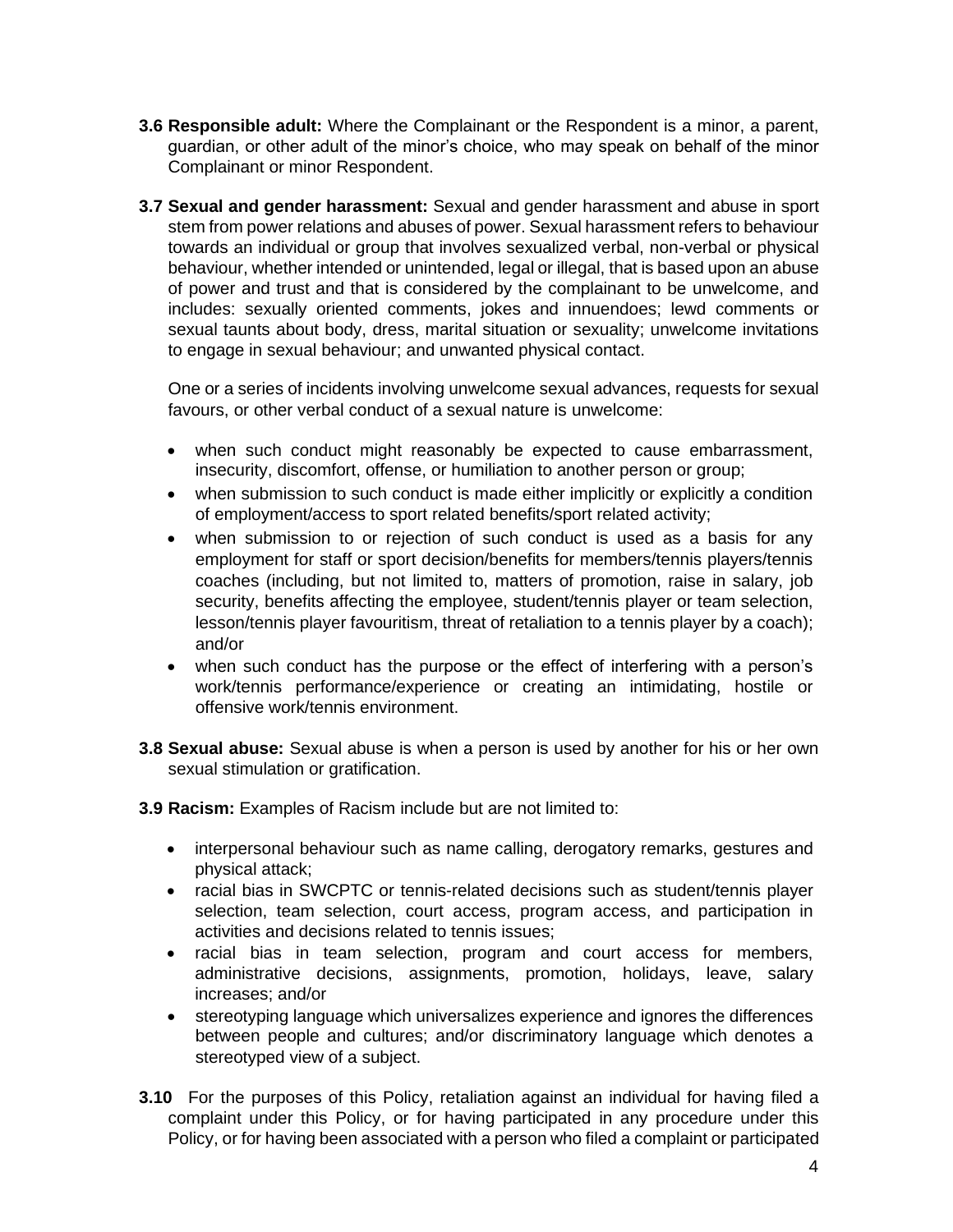**3.6 Responsible adult:** Where the Complainant or the Respondent is a minor, a parent, guardian, or other adult of the minor's choice, who may speak on behalf of the minor Complainant or minor Respondent.

**3.7 Sexual and gender harassment:** Sexual and gender harassment and abuse in sport stem from power relations and abuses of power. Sexual harassment refers to behaviour towards an individual or group that involves sexualized verbal, non-verbal or physical behaviour, whether intended or unintended, legal or illegal, that is based upon an abuse of power and trust and that is considered by the complainant to be unwelcome, and includes: sexually oriented comments, jokes and innuendoes; lewd comments or sexual taunts about body, dress, marital situation or sexuality; unwelcome invitations to engage in sexual behaviour; and unwanted physical contact.

One or a series of incidents involving unwelcome sexual advances, requests for sexual favours, or other verbal conduct of a sexual nature is unwelcome:

- when such conduct might reasonably be expected to cause embarrassment, insecurity, discomfort, offense, or humiliation to another person or group;
- when submission to such conduct is made either implicitly or explicitly a condition of employment/access to sport related benefits/sport related activity;
- when submission to or rejection of such conduct is used as a basis for any employment for staff or sport decision/benefits for members/tennis players/tennis coaches (including, but not limited to, matters of promotion, raise in salary, job security, benefits affecting the employee, student/tennis player or team selection, lesson/tennis player favouritism, threat of retaliation to a tennis player by a coach); and/or
- when such conduct has the purpose or the effect of interfering with a person's work/tennis performance/experience or creating an intimidating, hostile or offensive work/tennis environment.

**3.8 Sexual abuse:** Sexual abuse is when a person is used by another for his or her own sexual stimulation or gratification.

**3.9 Racism:** Examples of Racism include but are not limited to:

- interpersonal behaviour such as name calling, derogatory remarks, gestures and physical attack;
- racial bias in SWCPTC or tennis-related decisions such as student/tennis player selection, team selection, court access, program access, and participation in activities and decisions related to tennis issues;
- racial bias in team selection, program and court access for members, administrative decisions, assignments, promotion, holidays, leave, salary increases; and/or
- stereotyping language which universalizes experience and ignores the differences between people and cultures; and/or discriminatory language which denotes a stereotyped view of a subject.

**3.10** For the purposes of this Policy, retaliation against an individual for having filed a complaint under this Policy, or for having participated in any procedure under this Policy, or for having been associated with a person who filed a complaint or participated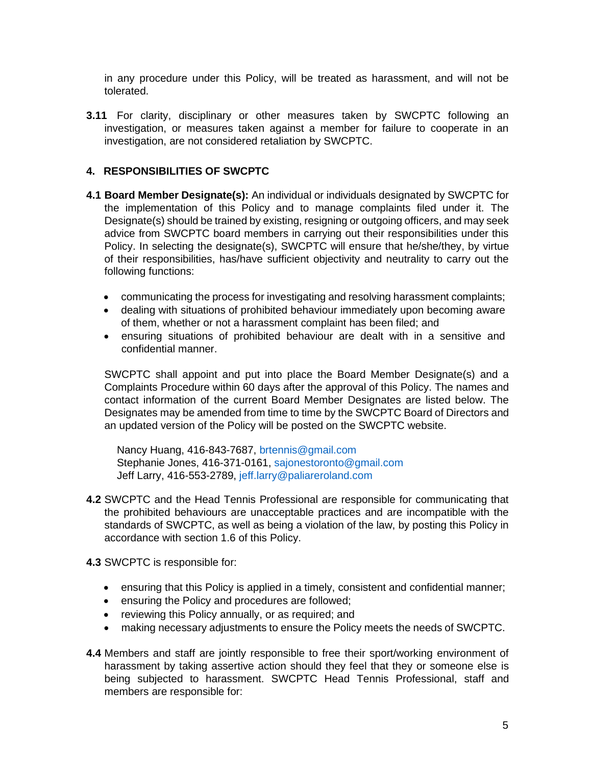in any procedure under this Policy, will be treated as harassment, and will not be tolerated.

**3.11** For clarity, disciplinary or other measures taken by SWCPTC following an investigation, or measures taken against a member for failure to cooperate in an investigation, are not considered retaliation by SWCPTC.

## 4. RESPONSIBILITIES OF SWCPTC

**4.1 Board Member Designate(s):** An individual or individuals designated by SWCPTC for the implementation of this Policy and to manage complaints filed under it. The Designate(s) should be trained by existing, resigning or outgoing officers, and may seek advice from SWCPTC board members in carrying out their responsibilities under this Policy. In selecting the designate(s), SWCPTC will ensure that he/she/they, by virtue of their responsibilities, has/have sufficient objectivity and neutrality to carry out the following functions:

- communicating the process for investigating and resolving harassment complaints;
- dealing with situations of prohibited behaviour immediately upon becoming aware of them, whether or not a harassment complaint has been filed; and
- ensuring situations of prohibited behaviour are dealt with in a sensitive and confidential manner.

SWCPTC shall appoint and put into place the Board Member Designate(s) and a Complaints Procedure within 60 days after the approval of this Policy. The names and contact information of the current Board Member Designates are listed below. The Designates may be amended from time to time by the SWCPTC Board of Directors and an updated version of the Policy will be posted on the SWCPTC website.

Nancy Huang, 416-843-7687, brtennis@gmail.com
Stephanie Jones, 416-371-0161, sajonestoronto@gmail.com
Jeff Larry, 416-553-2789, jeff.larry@paliareroland.com

**4.2** SWCPTC and the Head Tennis Professional are responsible for communicating that the prohibited behaviours are unacceptable practices and are incompatible with the standards of SWCPTC, as well as being a violation of the law, by posting this Policy in accordance with section 1.6 of this Policy.

**4.3** SWCPTC is responsible for:

- ensuring that this Policy is applied in a timely, consistent and confidential manner;
- ensuring the Policy and procedures are followed;
- reviewing this Policy annually, or as required; and
- making necessary adjustments to ensure the Policy meets the needs of SWCPTC.

**4.4** Members and staff are jointly responsible to free their sport/working environment of harassment by taking assertive action should they feel that they or someone else is being subjected to harassment. SWCPTC Head Tennis Professional, staff and members are responsible for: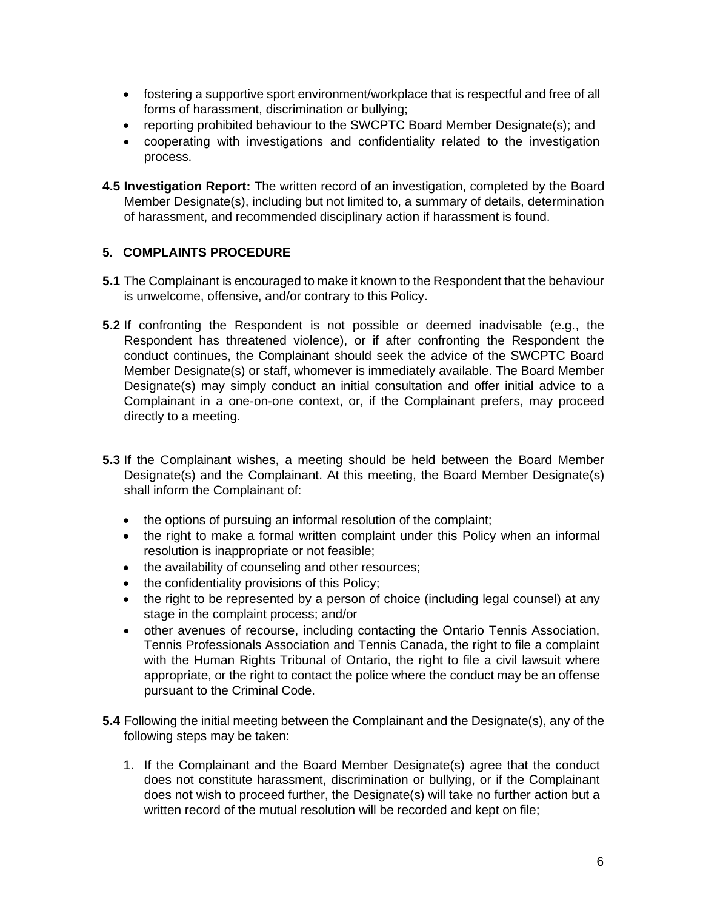- fostering a supportive sport environment/workplace that is respectful and free of all forms of harassment, discrimination or bullying;
- reporting prohibited behaviour to the SWCPTC Board Member Designate(s); and
- cooperating with investigations and confidentiality related to the investigation process.

**4.5 Investigation Report:** The written record of an investigation, completed by the Board Member Designate(s), including but not limited to, a summary of details, determination of harassment, and recommended disciplinary action if harassment is found.

## 5. COMPLAINTS PROCEDURE

**5.1** The Complainant is encouraged to make it known to the Respondent that the behaviour is unwelcome, offensive, and/or contrary to this Policy.

**5.2** If confronting the Respondent is not possible or deemed inadvisable (e.g., the Respondent has threatened violence), or if after confronting the Respondent the conduct continues, the Complainant should seek the advice of the SWCPTC Board Member Designate(s) or staff, whomever is immediately available. The Board Member Designate(s) may simply conduct an initial consultation and offer initial advice to a Complainant in a one-on-one context, or, if the Complainant prefers, may proceed directly to a meeting.

**5.3** If the Complainant wishes, a meeting should be held between the Board Member Designate(s) and the Complainant. At this meeting, the Board Member Designate(s) shall inform the Complainant of:

- the options of pursuing an informal resolution of the complaint;
- the right to make a formal written complaint under this Policy when an informal resolution is inappropriate or not feasible;
- the availability of counseling and other resources;
- the confidentiality provisions of this Policy;
- the right to be represented by a person of choice (including legal counsel) at any stage in the complaint process; and/or
- other avenues of recourse, including contacting the Ontario Tennis Association, Tennis Professionals Association and Tennis Canada, the right to file a complaint with the Human Rights Tribunal of Ontario, the right to file a civil lawsuit where appropriate, or the right to contact the police where the conduct may be an offense pursuant to the Criminal Code.

**5.4** Following the initial meeting between the Complainant and the Designate(s), any of the following steps may be taken:

1. If the Complainant and the Board Member Designate(s) agree that the conduct does not constitute harassment, discrimination or bullying, or if the Complainant does not wish to proceed further, the Designate(s) will take no further action but a written record of the mutual resolution will be recorded and kept on file;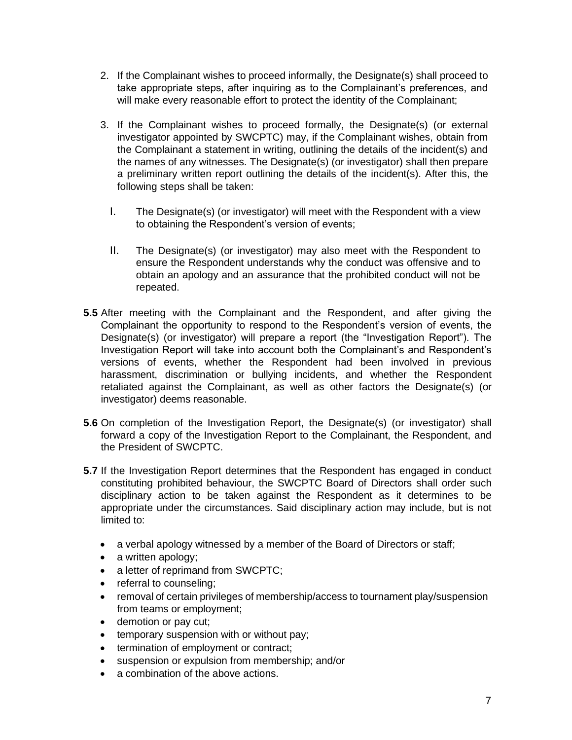2. If the Complainant wishes to proceed informally, the Designate(s) shall proceed to take appropriate steps, after inquiring as to the Complainant's preferences, and will make every reasonable effort to protect the identity of the Complainant;

3. If the Complainant wishes to proceed formally, the Designate(s) (or external investigator appointed by SWCPTC) may, if the Complainant wishes, obtain from the Complainant a statement in writing, outlining the details of the incident(s) and the names of any witnesses. The Designate(s) (or investigator) shall then prepare a preliminary written report outlining the details of the incident(s). After this, the following steps shall be taken:

   I. The Designate(s) (or investigator) will meet with the Respondent with a view to obtaining the Respondent's version of events;

   II. The Designate(s) (or investigator) may also meet with the Respondent to ensure the Respondent understands why the conduct was offensive and to obtain an apology and an assurance that the prohibited conduct will not be repeated.

**5.5** After meeting with the Complainant and the Respondent, and after giving the Complainant the opportunity to respond to the Respondent's version of events, the Designate(s) (or investigator) will prepare a report (the "Investigation Report"). The Investigation Report will take into account both the Complainant's and Respondent's versions of events, whether the Respondent had been involved in previous harassment, discrimination or bullying incidents, and whether the Respondent retaliated against the Complainant, as well as other factors the Designate(s) (or investigator) deems reasonable.

**5.6** On completion of the Investigation Report, the Designate(s) (or investigator) shall forward a copy of the Investigation Report to the Complainant, the Respondent, and the President of SWCPTC.

**5.7** If the Investigation Report determines that the Respondent has engaged in conduct constituting prohibited behaviour, the SWCPTC Board of Directors shall order such disciplinary action to be taken against the Respondent as it determines to be appropriate under the circumstances. Said disciplinary action may include, but is not limited to:

- a verbal apology witnessed by a member of the Board of Directors or staff;
- a written apology;
- a letter of reprimand from SWCPTC;
- referral to counseling;
- removal of certain privileges of membership/access to tournament play/suspension from teams or employment;
- demotion or pay cut;
- temporary suspension with or without pay;
- termination of employment or contract;
- suspension or expulsion from membership; and/or
- a combination of the above actions.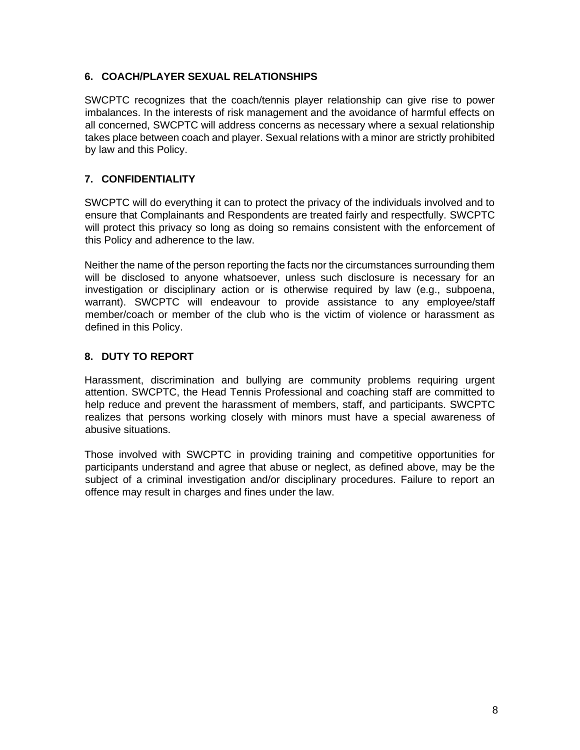## 6. COACH/PLAYER SEXUAL RELATIONSHIPS

SWCPTC recognizes that the coach/tennis player relationship can give rise to power imbalances. In the interests of risk management and the avoidance of harmful effects on all concerned, SWCPTC will address concerns as necessary where a sexual relationship takes place between coach and player. Sexual relations with a minor are strictly prohibited by law and this Policy.

## 7. CONFIDENTIALITY

SWCPTC will do everything it can to protect the privacy of the individuals involved and to ensure that Complainants and Respondents are treated fairly and respectfully. SWCPTC will protect this privacy so long as doing so remains consistent with the enforcement of this Policy and adherence to the law.

Neither the name of the person reporting the facts nor the circumstances surrounding them will be disclosed to anyone whatsoever, unless such disclosure is necessary for an investigation or disciplinary action or is otherwise required by law (e.g., subpoena, warrant). SWCPTC will endeavour to provide assistance to any employee/staff member/coach or member of the club who is the victim of violence or harassment as defined in this Policy.

## 8. DUTY TO REPORT

Harassment, discrimination and bullying are community problems requiring urgent attention. SWCPTC, the Head Tennis Professional and coaching staff are committed to help reduce and prevent the harassment of members, staff, and participants. SWCPTC realizes that persons working closely with minors must have a special awareness of abusive situations.

Those involved with SWCPTC in providing training and competitive opportunities for participants understand and agree that abuse or neglect, as defined above, may be the subject of a criminal investigation and/or disciplinary procedures. Failure to report an offence may result in charges and fines under the law.